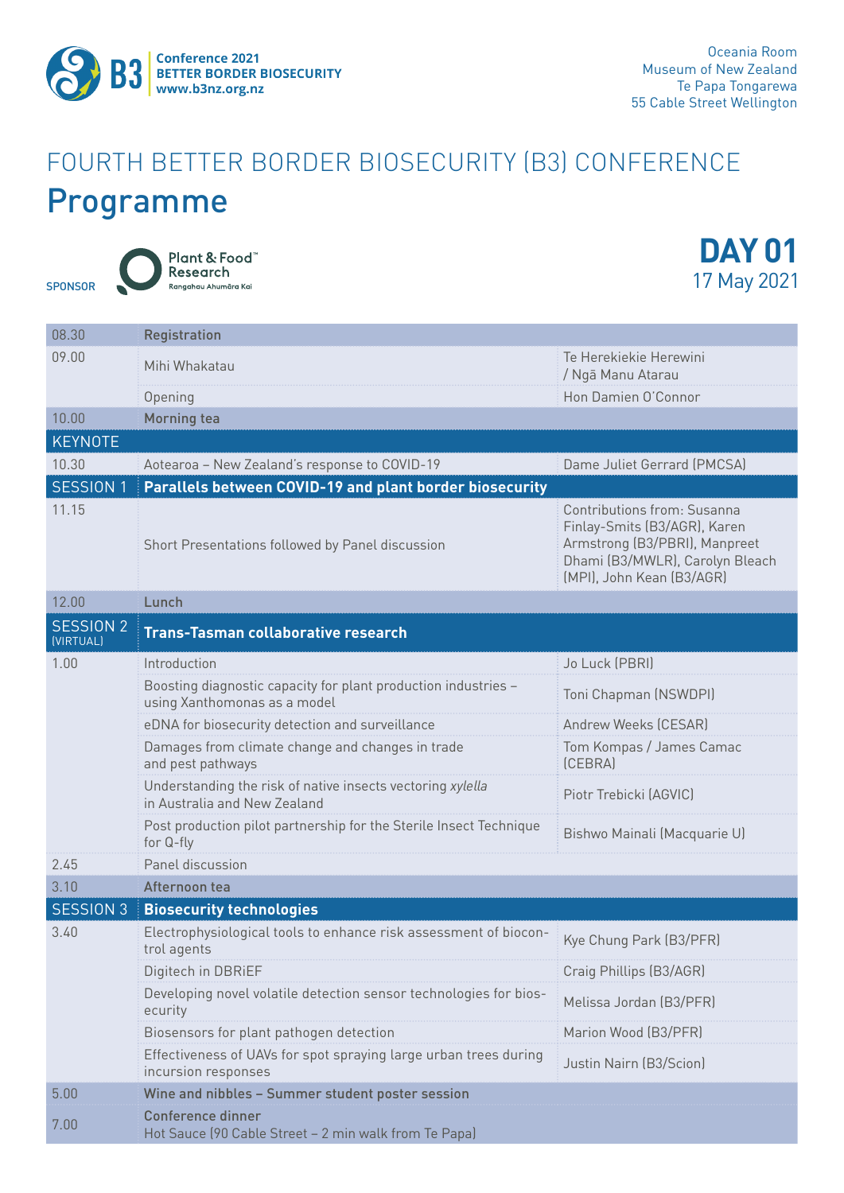Conference 2021
BETTER BORDER BIOSECURITY
www.b3nz.org.nz

Oceania Room
Museum of New Zealand
Te Papa Tongarewa
55 Cable Street Wellington

# FOURTH BETTER BORDER BIOSECURITY (B3) CONFERENCE

# Programme

SPONSOR Plant & Food Research Rangahau Ahumāra Kai

## DAY 01
17 May 2021

| Time | Programme | Speaker |
|---|---|---|
| 08.30 | **Registration** | |
| 09.00 | Mihi Whakatau | Te Herekiekie Herewini / Ngā Manu Atarau |
| | Opening | Hon Damien O'Connor |
| 10.00 | **Morning tea** | |
| KEYNOTE | | |
| 10.30 | Aotearoa – New Zealand's response to COVID-19 | Dame Juliet Gerrard (PMCSA) |
| SESSION 1 | **Parallels between COVID-19 and plant border biosecurity** | |
| 11.15 | Short Presentations followed by Panel discussion | Contributions from: Susanna Finlay-Smits (B3/AGR), Karen Armstrong (B3/PBRI), Manpreet Dhami (B3/MWLR), Carolyn Bleach (MPI), John Kean (B3/AGR) |
| 12.00 | **Lunch** | |
| SESSION 2 (VIRTUAL) | **Trans-Tasman collaborative research** | |
| 1.00 | Introduction | Jo Luck (PBRI) |
| | Boosting diagnostic capacity for plant production industries – using Xanthomonas as a model | Toni Chapman (NSWDPI) |
| | eDNA for biosecurity detection and surveillance | Andrew Weeks (CESAR) |
| | Damages from climate change and changes in trade and pest pathways | Tom Kompas / James Camac (CEBRA) |
| | Understanding the risk of native insects vectoring *xylella* in Australia and New Zealand | Piotr Trebicki (AGVIC) |
| | Post production pilot partnership for the Sterile Insect Technique for Q-fly | Bishwo Mainali (Macquarie U) |
| 2.45 | Panel discussion | |
| 3.10 | **Afternoon tea** | |
| SESSION 3 | **Biosecurity technologies** | |
| 3.40 | Electrophysiological tools to enhance risk assessment of biocontrol agents | Kye Chung Park (B3/PFR) |
| | Digitech in DBRiEF | Craig Phillips (B3/AGR) |
| | Developing novel volatile detection sensor technologies for biosecurity | Melissa Jordan (B3/PFR) |
| | Biosensors for plant pathogen detection | Marion Wood (B3/PFR) |
| | Effectiveness of UAVs for spot spraying large urban trees during incursion responses | Justin Nairn (B3/Scion) |
| 5.00 | **Wine and nibbles – Summer student poster session** | |
| 7.00 | **Conference dinner**<br>Hot Sauce (90 Cable Street – 2 min walk from Te Papa) | |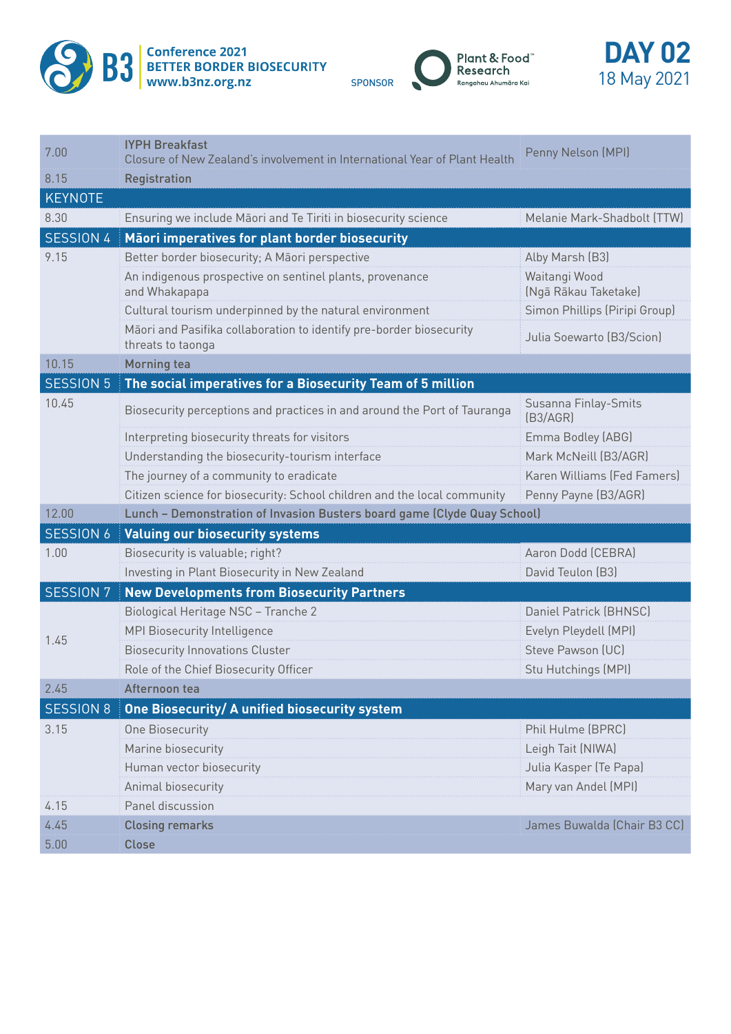B3 Conference 2021
BETTER BORDER BIOSECURITY
www.b3nz.org.nz

SPONSOR Plant & Food Research – Rangahau Ahumāra Kai

# DAY 02
18 May 2021

| | | |
|---|---|---|
| 7.00 | **IYPH Breakfast** Closure of New Zealand's involvement in International Year of Plant Health | Penny Nelson (MPI) |
| 8.15 | **Registration** | |
| KEYNOTE | | |
| 8.30 | Ensuring we include Māori and Te Tiriti in biosecurity science | Melanie Mark-Shadbolt (TTW) |
| SESSION 4 | **Māori imperatives for plant border biosecurity** | |
| 9.15 | Better border biosecurity; A Māori perspective | Alby Marsh (B3) |
| | An indigenous prospective on sentinel plants, provenance and Whakapapa | Waitangi Wood (Ngā Rākau Taketake) |
| | Cultural tourism underpinned by the natural environment | Simon Phillips (Piripi Group) |
| | Māori and Pasifika collaboration to identify pre-border biosecurity threats to taonga | Julia Soewarto (B3/Scion) |
| 10.15 | **Morning tea** | |
| SESSION 5 | **The social imperatives for a Biosecurity Team of 5 million** | |
| 10.45 | Biosecurity perceptions and practices in and around the Port of Tauranga | Susanna Finlay-Smits (B3/AGR) |
| | Interpreting biosecurity threats for visitors | Emma Bodley (ABG) |
| | Understanding the biosecurity-tourism interface | Mark McNeill (B3/AGR) |
| | The journey of a community to eradicate | Karen Williams (Fed Famers) |
| | Citizen science for biosecurity: School children and the local community | Penny Payne (B3/AGR) |
| 12.00 | **Lunch – Demonstration of Invasion Busters board game (Clyde Quay School)** | |
| SESSION 6 | **Valuing our biosecurity systems** | |
| 1.00 | Biosecurity is valuable; right? | Aaron Dodd (CEBRA) |
| | Investing in Plant Biosecurity in New Zealand | David Teulon (B3) |
| SESSION 7 | **New Developments from Biosecurity Partners** | |
| 1.45 | Biological Heritage NSC – Tranche 2 | Daniel Patrick (BHNSC) |
| | MPI Biosecurity Intelligence | Evelyn Pleydell (MPI) |
| | Biosecurity Innovations Cluster | Steve Pawson (UC) |
| | Role of the Chief Biosecurity Officer | Stu Hutchings (MPI) |
| 2.45 | **Afternoon tea** | |
| SESSION 8 | **One Biosecurity/ A unified biosecurity system** | |
| 3.15 | One Biosecurity | Phil Hulme (BPRC) |
| | Marine biosecurity | Leigh Tait (NIWA) |
| | Human vector biosecurity | Julia Kasper (Te Papa) |
| | Animal biosecurity | Mary van Andel (MPI) |
| 4.15 | Panel discussion | |
| 4.45 | **Closing remarks** | James Buwalda (Chair B3 CC) |
| 5.00 | **Close** | |